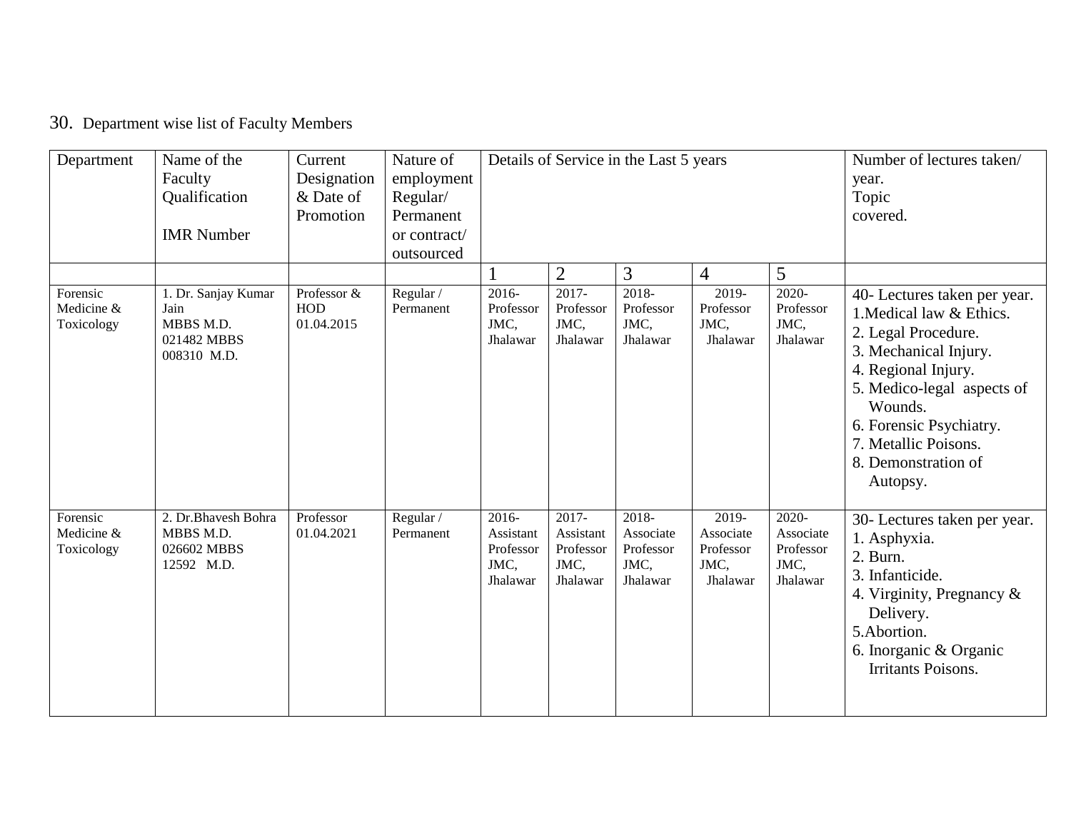30. Department wise list of Faculty Members

| Department | Name of the Faculty Qualification<br><br>IMR Number | Current Designation & Date of Promotion | Nature of employment Regular/ Permanent or contract/ outsourced | Details of Service in the Last 5 years | | | | | Number of lectures taken/ year.<br>Topic covered. |
|---|---|---|---|---|---|---|---|---|---|
| | | | | 1 | 2 | 3 | 4 | 5 | |
| Forensic Medicine & Toxicology | 1. Dr. Sanjay Kumar Jain<br>MBBS M.D.<br>021482 MBBS<br>008310 M.D. | Professor & HOD<br>01.04.2015 | Regular / Permanent | 2016- Professor JMC, Jhalawar | 2017- Professor JMC, Jhalawar | 2018- Professor JMC, Jhalawar | 2019- Professor JMC, Jhalawar | 2020- Professor JMC, Jhalawar | 40- Lectures taken per year.<br>1.Medical law & Ethics.<br>2. Legal Procedure.<br>3. Mechanical Injury.<br>4. Regional Injury.<br>5. Medico-legal aspects of Wounds.<br>6. Forensic Psychiatry.<br>7. Metallic Poisons.<br>8. Demonstration of Autopsy. |
| Forensic Medicine & Toxicology | 2. Dr.Bhavesh Bohra<br>MBBS M.D.<br>026602 MBBS<br>12592 M.D. | Professor<br>01.04.2021 | Regular / Permanent | 2016- Assistant Professor JMC, Jhalawar | 2017- Assistant Professor JMC, Jhalawar | 2018- Associate Professor JMC, Jhalawar | 2019- Associate Professor JMC, Jhalawar | 2020- Associate Professor JMC, Jhalawar | 30- Lectures taken per year.<br>1. Asphyxia.<br>2. Burn.<br>3. Infanticide.<br>4. Virginity, Pregnancy & Delivery.<br>5.Abortion.<br>6. Inorganic & Organic Irritants Poisons. |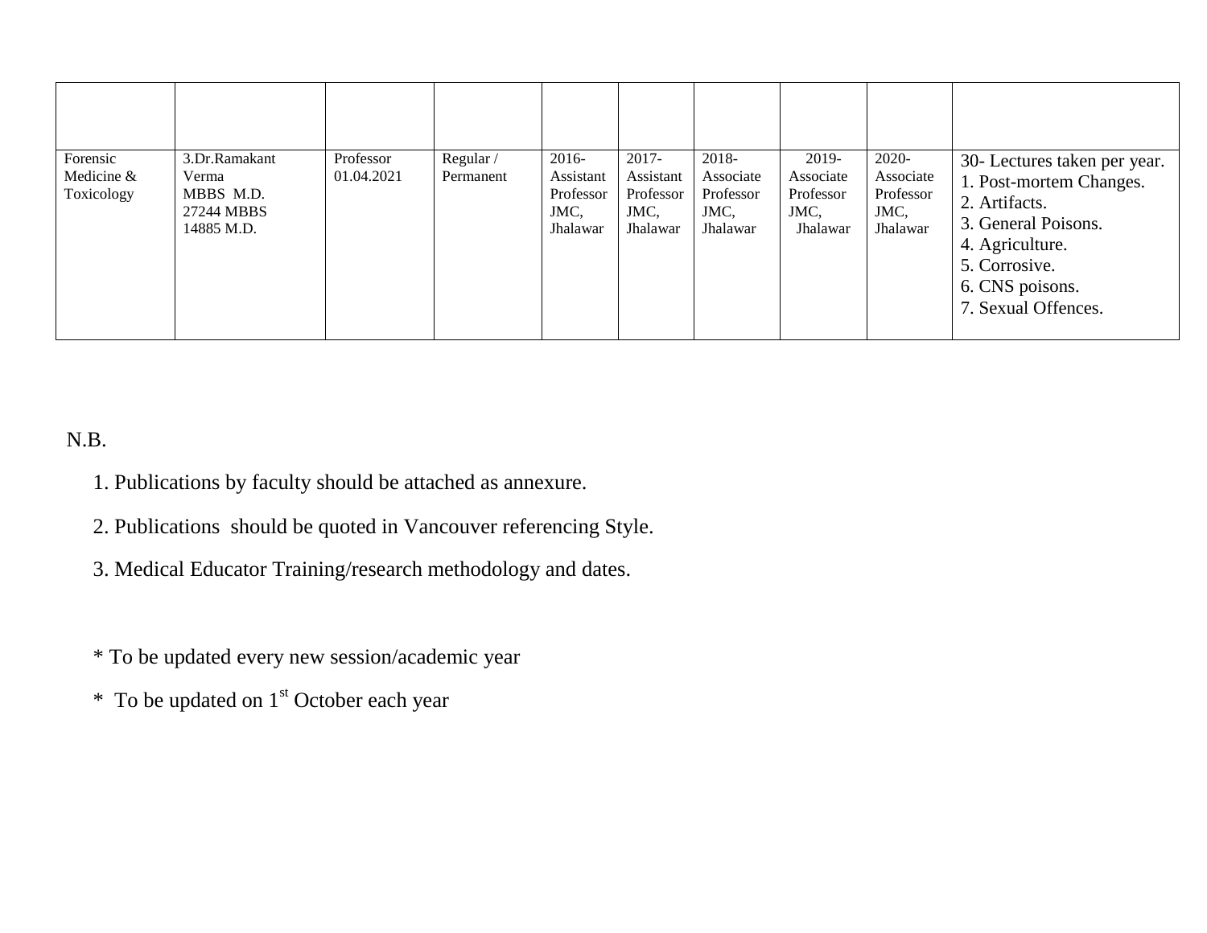| | | | | | | | | | |
|---|---|---|---|---|---|---|---|---|---|
| Forensic Medicine & Toxicology | 3.Dr.Ramakant Verma MBBS M.D. 27244 MBBS 14885 M.D. | Professor 01.04.2021 | Regular / Permanent | 2016- Assistant Professor JMC, Jhalawar | 2017- Assistant Professor JMC, Jhalawar | 2018- Associate Professor JMC, Jhalawar | 2019- Associate Professor JMC, Jhalawar | 2020- Associate Professor JMC, Jhalawar | 30- Lectures taken per year. 1. Post-mortem Changes. 2. Artifacts. 3. General Poisons. 4. Agriculture. 5. Corrosive. 6. CNS poisons. 7. Sexual Offences. |

N.B.

1. Publications by faculty should be attached as annexure.
2. Publications should be quoted in Vancouver referencing Style.
3. Medical Educator Training/research methodology and dates.

\* To be updated every new session/academic year

\* To be updated on 1st October each year